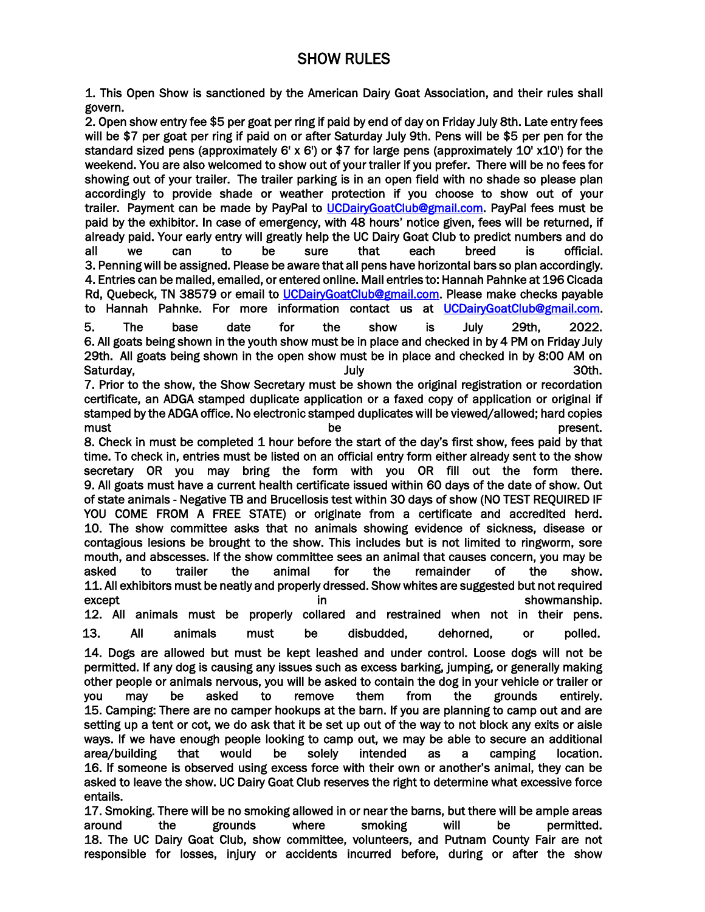# SHOW RULES

1. This Open Show is sanctioned by the American Dairy Goat Association, and their rules shall govern.
2. Open show entry fee $5 per goat per ring if paid by end of day on Friday July 8th. Late entry fees will be $7 per goat per ring if paid on or after Saturday July 9th. Pens will be $5 per pen for the standard sized pens (approximately 6' x 6') or $7 for large pens (approximately 10' x10') for the weekend. You are also welcomed to show out of your trailer if you prefer. There will be no fees for showing out of your trailer. The trailer parking is in an open field with no shade so please plan accordingly to provide shade or weather protection if you choose to show out of your trailer. Payment can be made by PayPal to UCDairyGoatClub@gmail.com. PayPal fees must be paid by the exhibitor. In case of emergency, with 48 hours' notice given, fees will be returned, if already paid. Your early entry will greatly help the UC Dairy Goat Club to predict numbers and do all we can to be sure that each breed is official.
3. Penning will be assigned. Please be aware that all pens have horizontal bars so plan accordingly.
4. Entries can be mailed, emailed, or entered online. Mail entries to: Hannah Pahnke at 196 Cicada Rd, Quebeck, TN 38579 or email to UCDairyGoatClub@gmail.com. Please make checks payable to Hannah Pahnke. For more information contact us at UCDairyGoatClub@gmail.com.
5. The base date for the show is July 29th, 2022.
6. All goats being shown in the youth show must be in place and checked in by 4 PM on Friday July 29th. All goats being shown in the open show must be in place and checked in by 8:00 AM on Saturday, July 30th.
7. Prior to the show, the Show Secretary must be shown the original registration or recordation certificate, an ADGA stamped duplicate application or a faxed copy of application or original if stamped by the ADGA office. No electronic stamped duplicates will be viewed/allowed; hard copies must be present.
8. Check in must be completed 1 hour before the start of the day's first show, fees paid by that time. To check in, entries must be listed on an official entry form either already sent to the show secretary OR you may bring the form with you OR fill out the form there.
9. All goats must have a current health certificate issued within 60 days of the date of show. Out of state animals - Negative TB and Brucellosis test within 30 days of show (NO TEST REQUIRED IF YOU COME FROM A FREE STATE) or originate from a certificate and accredited herd.
10. The show committee asks that no animals showing evidence of sickness, disease or contagious lesions be brought to the show. This includes but is not limited to ringworm, sore mouth, and abscesses. If the show committee sees an animal that causes concern, you may be asked to trailer the animal for the remainder of the show.
11. All exhibitors must be neatly and properly dressed. Show whites are suggested but not required except in showmanship.
12. All animals must be properly collared and restrained when not in their pens.
13. All animals must be disbudded, dehorned, or polled.
14. Dogs are allowed but must be kept leashed and under control. Loose dogs will not be permitted. If any dog is causing any issues such as excess barking, jumping, or generally making other people or animals nervous, you will be asked to contain the dog in your vehicle or trailer or you may be asked to remove them from the grounds entirely.
15. Camping: There are no camper hookups at the barn. If you are planning to camp out and are setting up a tent or cot, we do ask that it be set up out of the way to not block any exits or aisle ways. If we have enough people looking to camp out, we may be able to secure an additional area/building that would be solely intended as a camping location.
16. If someone is observed using excess force with their own or another's animal, they can be asked to leave the show. UC Dairy Goat Club reserves the right to determine what excessive force entails.
17. Smoking. There will be no smoking allowed in or near the barns, but there will be ample areas around the grounds where smoking will be permitted.
18. The UC Dairy Goat Club, show committee, volunteers, and Putnam County Fair are not responsible for losses, injury or accidents incurred before, during or after the show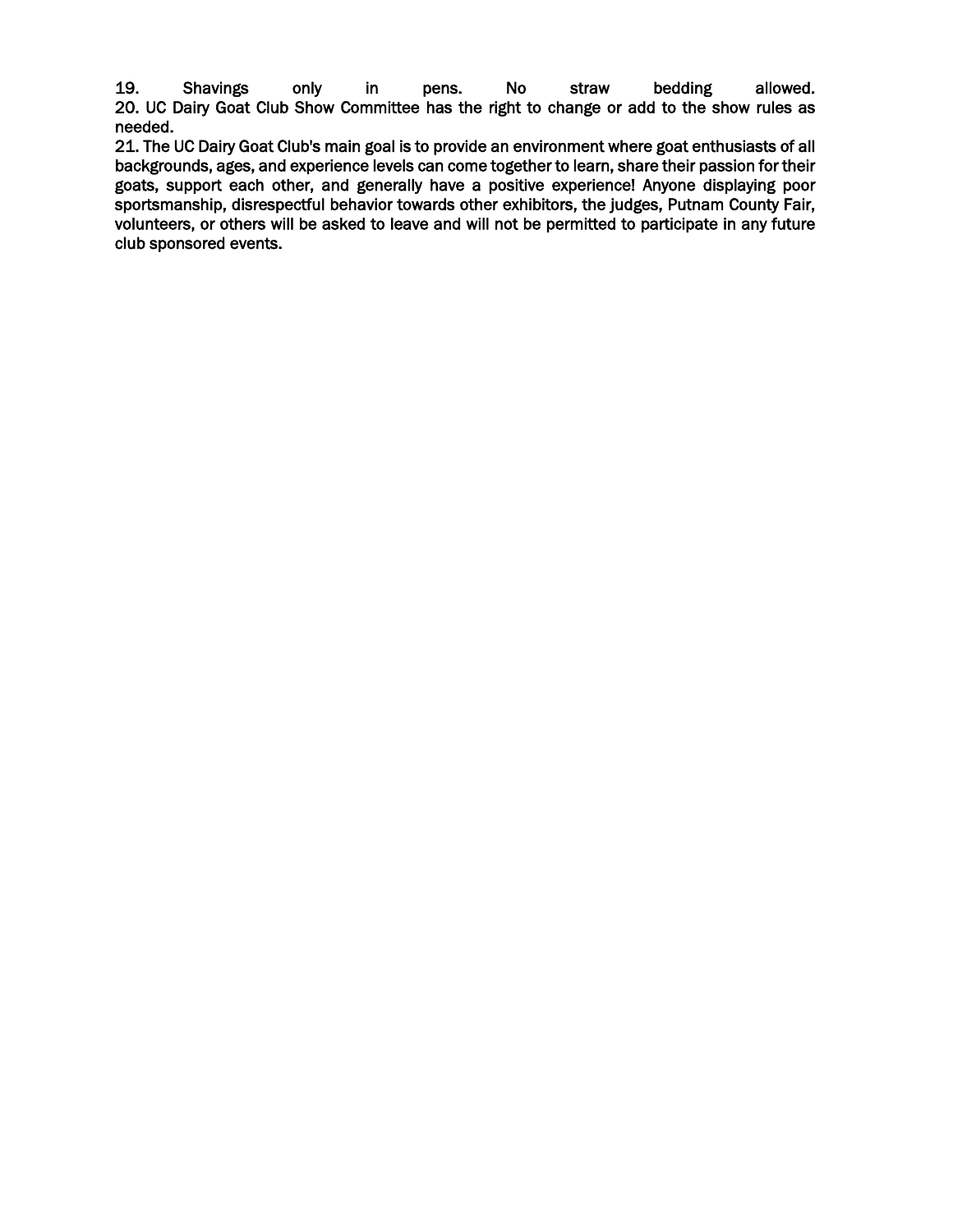19. Shavings only in pens. No straw bedding allowed.
20. UC Dairy Goat Club Show Committee has the right to change or add to the show rules as needed.
21. The UC Dairy Goat Club's main goal is to provide an environment where goat enthusiasts of all backgrounds, ages, and experience levels can come together to learn, share their passion for their goats, support each other, and generally have a positive experience! Anyone displaying poor sportsmanship, disrespectful behavior towards other exhibitors, the judges, Putnam County Fair, volunteers, or others will be asked to leave and will not be permitted to participate in any future club sponsored events.